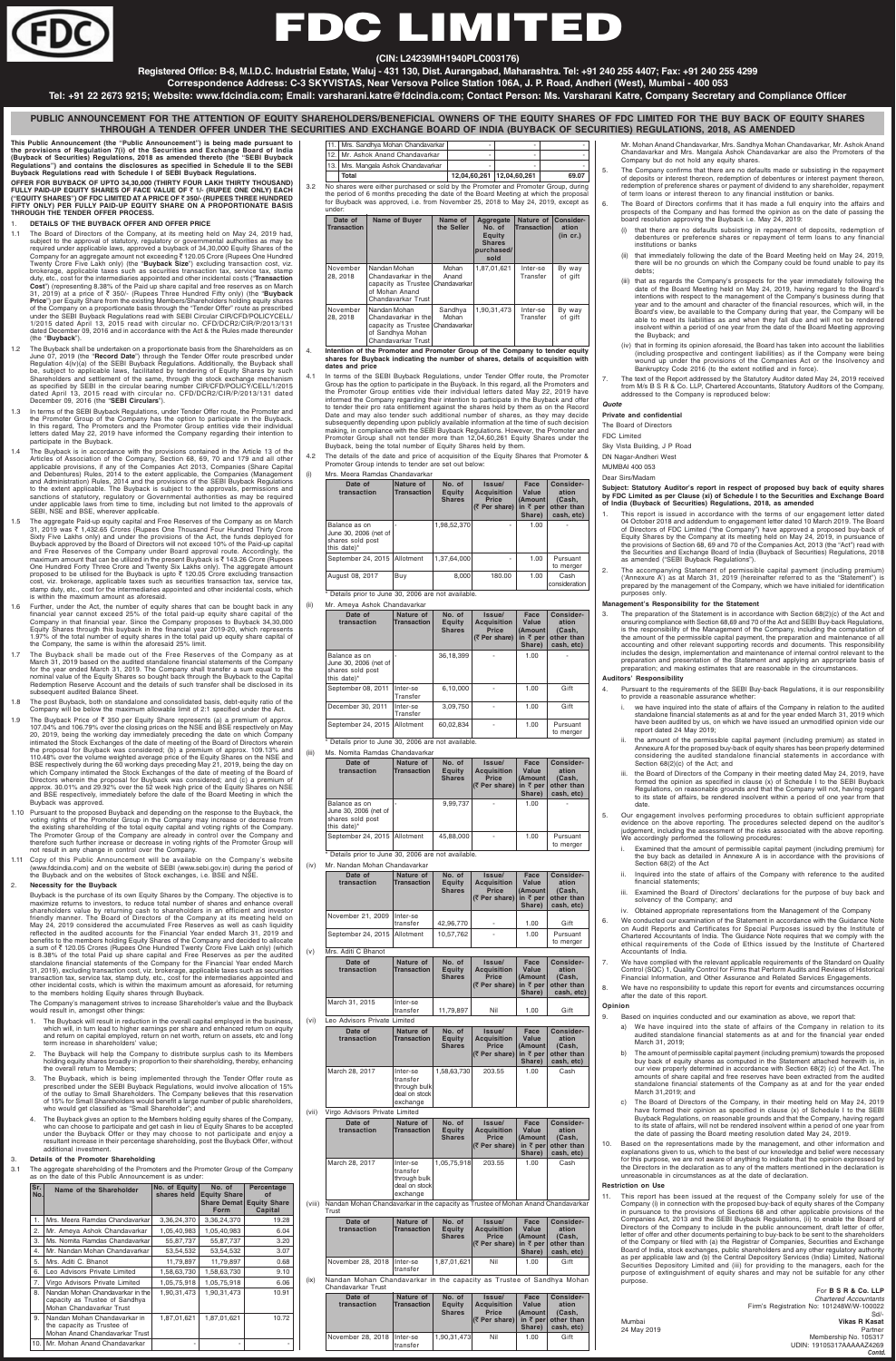# FDC LIMITED

**(CIN: L24239MH1940PLC003176)**

**Registered Office: B-8, M.I.D.C. Industrial Estate, Waluj - 431 130, Dist. Aurangabad, Maharashtra. Tel: +91 240 255 4407; Fax: +91 240 255 4299**

**Correspondence Address: C-3 SKYVISTAS, Near Versova Police Station 106A, J. P. Road, Andheri (West), Mumbai - 400 053**

**Tel: +91 22 2673 9215; Website: www.fdcindia.com; Email: varsharani.katre@fdcindia.com; Contact Person: Ms. Varsharani Katre, Company Secretary and Compliance Officer**

## PUBLIC ANNOUNCEMENT FOR THE ATTENTION OF EQUITY SHAREHOLDERS/BENEFICIAL OWNERS OF THE EQUITY SHARES OF FDC LIMITED FOR THE BUY BACK OF EQUITY SHARES THROUGH A TENDER OFFER UNDER THE SECURITIES AND EXCHANGE BOARD OF INDIA (BUY BACK OF SECURITIES) REGULATIONS, 2018, AS AMENDED

**This Public Announcement (the "Public Announcement") is being made pursuant to the provisions of Regulation 7(i) of the Securities and Exchange Board of India (Buyback of Securities) Regulations, 2018 as amended thereto (the "SEBI Buyback Regulations") and contains the disclosures as specified in Schedule II to the SEBI Buyback Regulations read with Schedule I of SEBI Buyback Regulations.**

**OFFER FOR BUYBACK OF UPTO 34,30,000 (THIRTY FOUR LAKH THIRTY THOUSAND) FULLY PAID-UP EQUITY SHARES OF FACE VALUE OF ₹ 1/- (RUPEE ONE ONLY) EACH ("EQUITY SHARES") OF FDC LIMITED AT A PRICE OF ₹ 350/- (RUPEES THREE HUNDRED FIFTY ONLY) PER FULLY PAID-UP EQUITY SHARE ON A PROPORTIONATE BASIS THROUGH THE TENDER OFFER PROCESS.**

### 1. DETAILS OF THE BUYBACK OFFER AND OFFER PRICE

1.1 The Board of Directors of the Company, at its meeting held on May 24, 2019 had, subject to the approval of statutory, regulatory or governmental authorities as may be required under applicable laws, approved a buyback of 34,30,000 Equity Shares of the Company for an aggregate amount not exceeding ₹ 120.05 Crore (Rupees One Hundred Twenty Crore Five Lakh only) (the "**Buyback Size**") excluding transaction cost, viz. brokerage, applicable taxes such as securities transaction tax, service tax, stamp duty, etc., cost for the intermediaries appointed and other incidental costs ("**Transaction Cost**") (representing 8.38% of the Paid up share capital and free reserves as on March 31, 2019) at a price of ₹ 350/- (Rupees Three Hundred Fifty only) (the "**Buyback Price**") per Equity Share from the existing Members/Shareholders holding equity shares of the Company on a proportionate basis through the "Tender Offer" route as prescribed under the SEBI Buyback Regulations read with SEBI Circular CIR/CFD/POLICYCELL/1/2015 dated April 13, 2015 read with circular no. CFD/DCR2/CIR/P/2013/131 dated December 09, 2016 and in accordance with the Act & the Rules made thereunder (the "**Buyback**").

1.2 The Buyback shall be undertaken on a proportionate basis from the Shareholders as on June 07, 2019 (the "**Record Date**") through the Tender Offer route prescribed under Regulation 4(iv)(a) of the SEBI Buyback Regulations. Additionally, the Buyback shall be, subject to applicable laws, facilitated by tendering of Equity Shares by such Shareholders and settlement of the same, through the stock exchange mechanism as specified by SEBI in the circular bearing number CIR/CFD/POLICY/CELL/1/2015 dated April 13, 2015 read with circular no. CFD/DCR2/CIR/P/2013/131 dated December 09, 2016 (the "**SEBI Circulars**").

1.3 In terms of the SEBI Buyback Regulations, under Tender Offer route, the Promoter and the Promoter Group of the Company has the option to participate in the Buyback. In this regard, The Promoters and the Promoter Group entities vide their individual letters dated May 22, 2019 have informed the Company regarding their intention to participate in the Buyback.

1.4 The Buyback is in accordance with the provisions contained in the Article 13 of the Articles of Association of the Company, Section 68, 69, 70 and 179 and all other applicable provisions, if any of the Companies Act 2013, Companies (Share Capital and Debentures) Rules, 2014 to the extent applicable, the Companies (Management and Administration) Rules, 2014 and the provisions of the SEBI Buyback Regulations to the extent applicable. The Buyback is subject to the approvals, permissions and sanctions of statutory, regulatory or Governmental authorities as may be required under applicable laws from time to time, including but not limited to the approvals of SEBI, NSE and BSE, wherever applicable.

1.5 The aggregate Paid-up equity capital and Free Reserves of the Company as on March 31, 2019 was ₹ 1,432.65 Crores (Rupees One Thousand Four Hundred Thirty Two Sixty Five Lakhs only) and under the provisions of the Act, the funds deployed for Buyback approved by the Board of Directors will not exceed 10% of the Paid-up capital and Free Reserves of the Company under Board approval route. Accordingly, the maximum amount that can be utilized in the present Buyback is ₹ 143.26 Crore (Rupees One Hundred Forty Three Crore and Twenty Six Lakhs only). The aggregate amount proposed to be utilised for the Buyback is upto ₹ 120.05 Crore excluding transaction cost, viz. brokerage, applicable taxes such as securities transaction tax, service tax, stamp duty, etc., cost for the intermediaries appointed and other incidental costs, which is within the maximum amount as aforesaid.

1.6 Further, under the Act, the number of equity shares that can be bought back in any financial year cannot exceed 25% of the total paid-up equity share capital of the Company in that financial year. Since the Company proposes to Buyback 34,30,000 Equity Shares through this buyback in the financial year 2019-20, which represents 1.97% of the total number of equity shares in the total paid up equity share capital of the Company, the same is within the aforesaid 25% limit.

1.7 The Buyback shall be made out of the Free Reserves of the Company as at March 31, 2019 based on the audited standalone financial statements of the Company for the year ended March 31, 2019. The Company shall transfer a sum equal to the nominal value of the Equity Shares so bought back through the Buyback to the Capital Redemption Reserve Account and the details of such transfer shall be disclosed in its subsequent audited Balance Sheet.

1.8 The post Buyback, both on standalone and consolidated basis, debt-equity ratio of the Company will be below the maximum allowable limit of 2:1 specified under the Act.

1.9 The Buyback Price of ₹ 350 per Equity Share represents (a) a premium of approx. 107.04% and 106.79% over the closing prices on the NSE and BSE respectively on May 20, 2019, being the working day immediately preceding the date on which Company intimated the Stock Exchanges of the date of meeting of the Board of Directors wherein the proposal for Buyback was considered; (b) a premium of approx. 109.13% and 110.48% over the volume weighted average price of the Equity Shares on the NSE and BSE respectively during the 60 working days preceding May 21, 2019, being the day on which Company intimated the Stock Exchanges of the date of meeting of the Board of Directors wherein the proposal for Buyback was considered; and (c) a premium of approx. 30.01% and 29.92% over the 52 week high price of the Equity Shares on NSE and BSE respectively, immediately before the date of the Board Meeting in which the Buyback was approved.

1.10 Pursuant to the proposed Buyback and depending on the response to the Buyback, the voting rights of the Promoter Group in the Company may increase or decrease from the existing shareholding of the total equity capital and voting rights of the Company. The Promoter Group of the Company are already in control over the Company and therefore such further increase or decrease in voting rights of the Promoter Group will not result in any change in control over the Company.

1.11 Copy of this Public Announcement will be available on the Company's website (www.fdcindia.com) and on the website of SEBI (www.sebi.gov.in) during the period of the Buyback and on the websites of Stock exchanges, i.e. BSE and NSE.

### 2. Necessity for the Buyback

Buyback is the purchase of its own Equity Shares by the Company. The objective is to maximize returns to investors, to reduce total number of shares and enhance overall shareholders value by returning cash to shareholders in an efficient and investor friendly manner. The Board of Directors of the Company at its meeting held on May 24, 2019 considered the accumulated Free Reserves as well as cash liquidity reflected in the audited accounts for the Financial Year ended March 31, 2019 and benefits to the members holding Equity Shares of the Company and decided to allocate a sum of ₹ 120.05 Crores (Rupees One Hundred Twenty Crore Five Lakh only) (which is 8.38% of the total Paid up share capital and Free Reserves as per the audited standalone financial statements of the Company for the Financial Year ended March 31, 2019), excluding transaction cost, viz. brokerage, applicable taxes such as securities transaction tax, service tax, stamp duty, etc., cost for the intermediaries appointed and other incidental costs, which is within the maximum amount as aforesaid, for distributing to the members holding Equity Shares through the Buyback.

The Company's management strives to increase Shareholder's value and the Buyback would result in, amongst other things:

1. The Buyback will result in reduction in the overall capital employed in the business, which will, in turn lead to higher earnings per share and enhanced return on equity and return on capital employed, return on net worth, return on assets, etc and long term increase in shareholders' value;
2. The Buyback will help the Company to distribute surplus cash to its Members holding equity shares broadly in proportion to their shareholding, thereby, enhancing the overall return to Members;
3. The Buyback, which is being implemented through the Tender Offer route as prescribed under the SEBI Buyback Regulations, would involve allocation of 15% of the outlay to Small Shareholders. The Company believes that this reservation of 15% for Small Shareholders would benefit a large number of public shareholders, who would get classified as "Small Shareholder"; and
4. The Buyback gives an option to the Members holding equity shares of the Company, who can choose to participate and get cash in lieu of Equity Shares to be accepted under the Buyback Offer or they may choose to not participate and enjoy a resultant increase in their percentage shareholding, post the Buyback Offer, without additional investment.

### 3. Details of the Promoter Shareholding

3.1 The aggregate shareholding of the Promoters and the Promoter Group of the Company as on the date of this Public Announcement is as under:

| Sr. No. | Name of the Shareholder | No. of Equity shares held | No. of Equity Share Share Demat Form | Percentage of Equity Share Capital |
|---|---|---|---|---|
| 1. | Mrs. Meera Ramdas Chandavarkar | 3,36,24,370 | 3,36,24,370 | 19.28 |
| 2. | Mr. Ameya Ashok Chandavarkar | 1,05,40,983 | 1,05,40,983 | 6.04 |
| 3. | Ms. Nomita Ramdas Chandavarkar | 55,87,737 | 55,87,737 | 3.20 |
| 4. | Mr. Nandan Mohan Chandavarkar | 53,54,532 | 53,54,532 | 3.07 |
| 5. | Mrs. Aditi C. Bhanot | 11,79,897 | 11,79,897 | 0.68 |
| 6. | Leo Advisors Private Limited | 1,58,63,730 | 1,58,63,730 | 9.10 |
| 7. | Virgo Advisors Private Limited | 1,05,75,918 | 1,05,75,918 | 6.06 |
| 8. | Nandan Mohan Chandavarkar in the capacity as Trustee of Sandhya Mohan Chandavarkar Trust | 1,90,31,473 | 1,90,31,473 | 10.91 |
| 9. | Nandan Mohan Chandavarkar in the capacity as Trustee of Mohan Anand Chandavarkar Trust | 1,87,01,621 | 1,87,01,621 | 10.72 |
| 10. | Mr. Mohan Anand Chandavarkar | - | - | - |
| 11. | Mrs. Sandhya Mohan Chandavarkar | - | - | - |
| 12. | Mr. Ashok Anand Chandavarkar | - | - | - |
| 13. | Mrs. Mangala Ashok Chandavarkar | - | - | - |
| | **Total** | **12,04,60,261** | **12,04,60,261** | **69.07** |

3.2 No shares were either purchased or sold by the Promoter and Promoter Group, during the period of 6 months preceding the date of the Board Meeting at which the proposal for Buyback was approved, i.e. from November 25, 2018 to May 24, 2019, except as under:

| Date of Transaction | Name of Buyer | Name of the Seller | Aggregate No. of Equity Shares purchased/sold | Nature of Transaction | Consideration (in cr.) |
|---|---|---|---|---|---|
| November 28, 2018 | Nandan Mohan Chandavarkar in the capacity as Trustee of Mohan Anand Chandavarkar Trust | Mohan Anand Chandavarkar | 1,87,01,621 | Inter-se Transfer | By way of gift |
| November 28, 2018 | Nandan Mohan Chandavarkar in the capacity as Trustee of Sandhya Mohan Chandavarkar Trust | Sandhya Mohan Chandavarkar | 1,90,31,473 | Inter-se Transfer | By way of gift |

### 4. Intention of the Promoter and Promoter Group of the Company to tender equity shares for Buyback indicating the number of shares, details of acquisition with dates and price

4.1 In terms of the SEBI Buyback Regulations, under Tender Offer route, the Promoter Group has the option to participate in the Buyback. In this regard, all the Promoters and the Promoter Group entities vide their individual letters dated May 22, 2019 have informed the Company regarding their intention to participate in the Buyback and offer to tender their pro rata entitlement against the shares held by them as on the Record Date and may also tender such additional number of shares, as they may decide subsequently depending upon publicly available information at the time of such decision making, in compliance with the SEBI Buyback Regulations. However, the Promoter and Promoter Group shall not tender more than 12,04,60,261 Equity Shares under the Buyback, being the total number of Equity Shares held by them.

4.2 The details of the date and price of acquisition of the Equity Shares that Promoter & Promoter Group intends to tender are set out below:

(i) Mrs. Meera Ramdas Chandavarkar

| Date of transaction | Nature of Transaction | No. of Equity Shares | Issue/ Acquisition Price (₹ Per share) | Face Value (Amount in ₹ per Share) | Consideration (Cash, other than cash, etc) |
|---|---|---|---|---|---|
| Balance as on June 30, 2006 (net of shares sold post this date)* | - | 1,98,52,370 | - | 1.00 | - |
| September 24, 2015 | Allotment | 1,37,64,000 | - | 1.00 | Pursuant to merger |
| August 08, 2017 | Buy | 8,000 | 180.00 | 1.00 | Cash consideration |

\* Details prior to June 30, 2006 are not available.

(ii) Mr. Ameya Ashok Chandavarkar

| Date of transaction | Nature of Transaction | No. of Equity Shares | Issue/ Acquisition Price (₹ Per share) | Face Value (Amount in ₹ per Share) | Consideration (Cash, other than cash, etc) |
|---|---|---|---|---|---|
| Balance as on June 30, 2006 (net of shares sold post this date)* | - | 36,18,399 | - | 1.00 | - |
| September 08, 2011 | Inter-se Transfer | 6,10,000 | - | 1.00 | Gift |
| December 30, 2011 | Inter-se Transfer | 3,09,750 | - | 1.00 | Gift |
| September 24, 2015 | Allotment | 60,02,834 | - | 1.00 | Pursuant to merger |

\* Details prior to June 30, 2006 are not available.

(iii) Ms. Nomita Ramdas Chandavarkar

| Date of transaction | Nature of Transaction | No. of Equity Shares | Issue/ Acquisition Price (₹ Per share) | Face Value (Amount in ₹ per Share) | Consideration (Cash, other than cash, etc) |
|---|---|---|---|---|---|
| Balance as on June 30, 2006 (net of shares sold post this date)* | - | 9,99,737 | - | 1.00 | - |
| September 24, 2015 | Allotment | 45,88,000 | - | 1.00 | Pursuant to merger |

\* Details prior to June 30, 2006 are not available.

(iv) Mr. Nandan Mohan Chandavarkar

| Date of transaction | Nature of Transaction | No. of Equity Shares | Issue/ Acquisition Price (₹ Per share) | Face Value (Amount in ₹ per Share) | Consideration (Cash, other than cash, etc) |
|---|---|---|---|---|---|
| November 21, 2009 | Inter-se transfer | 42,96,770 | - | 1.00 | Gift |
| September 24, 2015 | Allotment | 10,57,762 | - | 1.00 | Pursuant to merger |

(v) Mrs. Aditi C Bhanot

| Date of transaction | Nature of Transaction | No. of Equity Shares | Issue/ Acquisition Price (₹ Per share) | Face Value (Amount in ₹ per Share) | Consideration (Cash, other than cash, etc) |
|---|---|---|---|---|---|
| March 31, 2015 | Inter-se transfer | 11,79,897 | Nil | 1.00 | Gift |

(vi) Leo Advisors Private Limited

| Date of transaction | Nature of Transaction | No. of Equity Shares | Issue/ Acquisition Price (₹ Per share) | Face Value (Amount in ₹ per Share) | Consideration (Cash, other than cash, etc) |
|---|---|---|---|---|---|
| March 28, 2017 | Inter-se transfer through bulk deal on stock exchange | 1,58,63,730 | 203.55 | 1.00 | Cash |

(vii) Virgo Advisors Private Limited

| Date of transaction | Nature of Transaction | No. of Equity Shares | Issue/ Acquisition Price (₹ Per share) | Face Value (Amount in ₹ per Share) | Consideration (Cash, other than cash, etc) |
|---|---|---|---|---|---|
| March 28, 2017 | Inter-se transfer through bulk deal on stock exchange | 1,05,75,918 | 203.55 | 1.00 | Cash |

(viii) Nandan Mohan Chandavarkar in the capacity as Trustee of Mohan Anand Chandavarkar Trust

| Date of transaction | Nature of Transaction | No. of Equity Shares | Issue/ Acquisition Price (₹ Per share) | Face Value (Amount in ₹ per Share) | Consideration (Cash, other than cash, etc) |
|---|---|---|---|---|---|
| November 28, 2018 | Inter-se transfer | 1,87,01,621 | Nil | 1.00 | Gift |

(ix) Nandan Mohan Chandavarkar in the capacity as Trustee of Sandhya Mohan Chandavarkar Trust

| Date of transaction | Nature of Transaction | No. of Equity Shares | Issue/ Acquisition Price (₹ Per share) | Face Value (Amount in ₹ per Share) | Consideration (Cash, other than cash, etc) |
|---|---|---|---|---|---|
| November 28, 2018 | Inter-se transfer | 1,90,31,473 | Nil | 1.00 | Gift |

Mr. Mohan Anand Chandavarkar, Mrs. Sandhya Mohan Chandavarkar, Mr. Ashok Anand Chandavarkar and Mrs. Mangala Ashok Chandavarkar are also the Promoters of the Company but do not hold any equity shares.

5. The Company confirms that there are no defaults made or subsisting in the repayment of deposits or interest thereon, redemption of debentures or interest payment thereon, redemption of preference shares or payment of dividend to any shareholder, repayment of term loans or interest thereon to any financial institution or banks.

6. The Board of Directors confirms that it has made a full enquiry into the affairs and prospects of the Company and has formed the opinion as on the date of passing the board resolution approving the Buyback i.e. May 24, 2019:
   - (i) that there are no defaults subsisting in repayment of deposits, redemption of debentures or preference shares or repayment of term loans to any financial institutions or banks
   - (ii) that immediately following the date of the Board Meeting held on May 24, 2019, there will be no grounds on which the Company could be found unable to pay its debts;
   - (iii) that as regards the Company's prospects for the year immediately following the date of the Board Meeting held on May 24, 2019, having regard to the Board's intentions with respect to the management of the Company's business during that year and to the amount and character of the financial resources, which will, in the Board's view, be available to the Company during that year, the Company will be able to meet its liabilities as and when they fall due and will not be rendered insolvent within a period of one year from the date of the Board Meeting approving the Buyback; and
   - (iv) that in forming its opinion aforesaid, the Board has taken into account the liabilities (including prospective and contingent liabilities) as if the Company were being wound up under the provisions of the Companies Act or the Insolvency and Bankruptcy Code 2016 (to the extent notified and in force).

7. The text of the Report addressed by the Statutory Auditor dated May 24, 2019 received from M/s B S R & Co. LLP, Chartered Accountants, Statutory Auditors of the Company, addressed to the Company is reproduced below:

*Quote*

**Private and confidential**

The Board of Directors

FDC Limited

Sky Vista Building, J P Road

DN Nagar-Andheri West

MUMBAI 400 053

Dear Sirs/Madam

**Subject: Statutory Auditor's report in respect of proposed buy back of equity shares by FDC Limited as per Clause (xi) of Schedule I to the Securities and Exchange Board of India (Buyback of Securities) Regulations, 2018, as amended**

1. This report is issued in accordance with the terms of our engagement letter dated 04 October 2018 and addendum to engagement letter dated 10 March 2019. The Board of Directors of FDC Limited ("the Company") have approved a proposed buy back of Equity Shares by the Company at its meeting held on May 24, 2019, in pursuance of the provisions of Section 68, 69 and 70 of the Companies Act, 2013 (the "Act") read with the Securities and Exchange Board of India (Buyback of Securities) Regulations, 2018 as amended ("SEBI Buyback Regulations").

2. The accompanying Statement of permissible capital payment (including premium) ('Annexure A') as at March 31, 2019 (hereinafter referred to as the "Statement") is prepared by the management of the Company, which we have initialed for identification purposes only.

**Management's Responsibility for the Statement**

3. The preparation of the Statement is in accordance with Section 68(2)(c) of the Act and ensuring compliance with Section 68,69 and 70 of the Act and SEBI Buy-back Regulations, is the responsibility of the Management of the Company, including the computation of the amount of the permissible capital payment, the preparation and maintenance of all accounting and other relevant supporting records and documents. This responsibility includes the design, implementation and maintenance of internal control relevant to the preparation and presentation of the Statement and applying an appropriate basis of preparation; and making estimates that are reasonable in the circumstances.

**Auditors' Responsibility**

4. Pursuant to the requirements of the SEBI Buy-back Regulations, it is our responsibility to provide a reasonable assurance whether:
   - i. we have inquired into the state of affairs of the Company in relation to the audited standalone financial statements as at and for the year ended March 31, 2019 which have been audited by us, on which we have issued an unmodified opinion vide our report dated 24 May 2019;
   - ii. the amount of the permissible capital payment (including premium) as stated in Annexure A for the proposed buy-back of equity shares has been properly determined considering the audited standalone financial statements in accordance with Section 68(2)(c) of the Act; and
   - iii. the Board of Directors of the Company in their meeting dated May 24, 2019, have formed the opinion as specified in clause (x) of Schedule I to the SEBI Buyback Regulations, on reasonable grounds and that the Company will not, having regard to its state of affairs, be rendered insolvent within a period of one year from that date.

5. Our engagement involves performing procedures to obtain sufficient appropriate evidence on the above reporting. The procedures selected depend on the auditor's judgement, including the assessment of the risks associated with the above reporting. We accordingly performed the following procedures:
   - i. Examined that the amount of permissible capital payment (including premium) for the buy back as detailed in Annexure A is in accordance with the provisions of Section 68(2) of the Act
   - ii. Inquired into the state of affairs of the Company with reference to the audited financial statements;
   - iii. Examined the Board of Directors' declarations for the purpose of buy back and solvency of the Company; and
   - iv. Obtained appropriate representations from the Management of the Company

6. We conducted our examination of the Statement in accordance with the Guidance Note on Audit Reports and Certificates for Special Purposes issued by the Institute of Chartered Accountants of India. The Guidance Note requires that we comply with the ethical requirements of the Code of Ethics issued by the Institute of Chartered Accountants of India.

7. We have complied with the relevant applicable requirements of the Standard on Quality Control (SQC) 1, Quality Control for Firms that Perform Audits and Reviews of Historical Financial Information, and Other Assurance and Related Services Engagements.

8. We have no responsibility to update this report for events and circumstances occurring after the date of this report.

**Opinion**

9. Based on inquiries conducted and our examination as above, we report that:
   - a) We have inquired into the state of affairs of the Company in relation to its audited standalone financial statements as at and for the financial year ended March 31, 2019;
   - b) The amount of permissible capital payment (including premium) towards the proposed buy back of equity shares as computed in the Statement attached herewith is, in our view properly determined in accordance with Section 68(2) (c) of the Act. The amounts of share capital and free reserves have been extracted from the audited standalone financial statements of the Company as at and for the year ended March 31,2019; and
   - c) The Board of Directors of the Company, in their meeting held on May 24, 2019 have formed their opinion as specified in clause (x) of Schedule I to the SEBI Buyback Regulations, on reasonable grounds and that the Company, having regard to its state of affairs, will not be rendered insolvent within a period of one year from the date of passing the Board meeting resolution dated May 24, 2019.

10. Based on the representations made by the management, and other information and explanations given to us, which to the best of our knowledge and belief were necessary for this purpose, we are not aware of anything to indicate that the opinion expressed by the Directors in the declaration as to any of the matters mentioned in the declaration is unreasonable in circumstances as at the date of declaration.

**Restriction on Use**

11. This report has been issued at the request of the Company solely for use of the Company (i) in connection with the proposed buy-back of equity shares of the Company in pursuance to the provisions of Sections 68 and other applicable provisions of the Companies Act, 2013 and the SEBI Buyback Regulations, (ii) to enable the Board of Directors of the Company to include in the public announcement, draft letter of offer, letter of offer and other documents pertaining to buy-back to be sent to the shareholders of the Company or filed with (a) the Registrar of Companies, Securities and Exchange Board of India, stock exchanges, public shareholders and any other regulatory authority as per applicable law and (b) the Central Depository Services (India) Limited, National Securities Depository Limited and (iii) for providing to the managers, each for the purpose of extinguishment of equity shares and may not be suitable for any other purpose.

For **B S R & Co. LLP**
*Chartered Accountants*
Firm's Registration No: 101248W/W-100022

Sd/-
**Vikas R Kasat**
Partner
Membership No. 105317
UDIN: 19105317AAAAAZ4269

Mumbai
24 May 2019

*Contd.*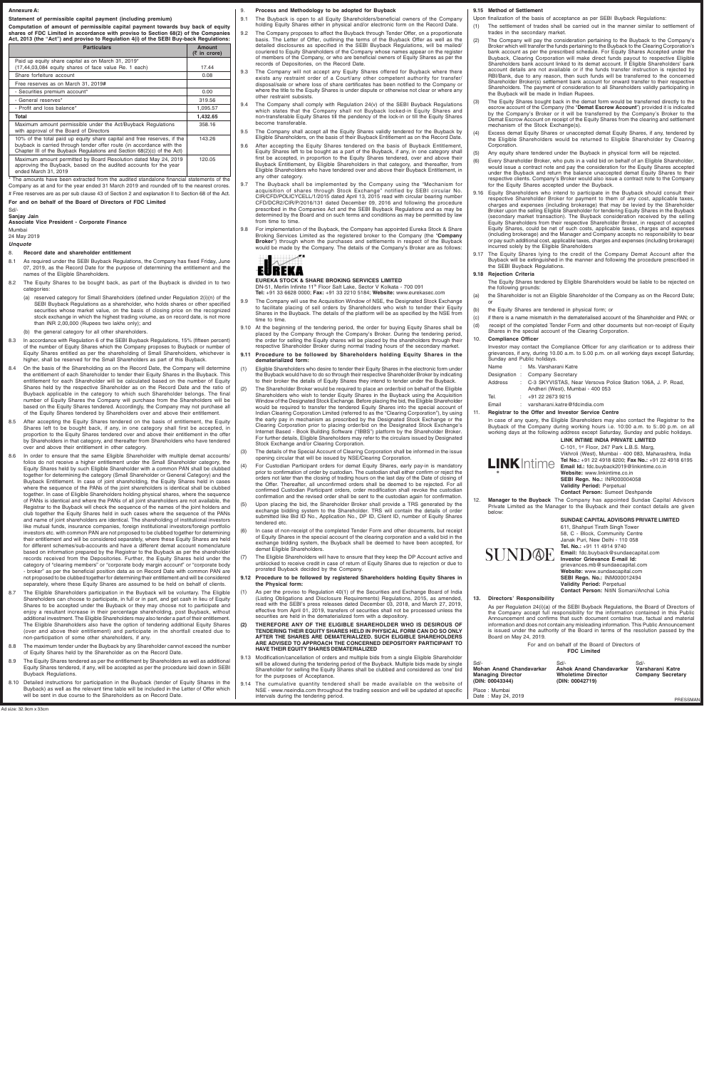**Annexure A:**

**Statement of permissible capital payment (including premium)**

**Computation of amount of permissible capital payment towards buy back of equity shares of FDC Limited in accordance with proviso to Section 68(2) of the Companies Act, 2013 (the "Act") and proviso to Regulation 4(i) of the SEBI Buy-back Regulations:**

| Particulars | Amount (₹ in crore) |
|---|---|
| Paid up equity share capital as on March 31, 2019* (17,44,03,084 equity shares of face value Re. 1 each) | 17.44 |
| Share forfeiture account | 0.08 |
| Free reserves as on March 31, 2019# | |
| - Securities premium account* | 0.00 |
| - General reserves* | 319.56 |
| - Profit and loss balance* | 1,095.57 |
| **Total** | **1,432.65** |
| Maximum amount permissible under the Act/Buyback Regulations with approval of the Board of Directors | 358.16 |
| 10% of the total paid up equity share capital and free reserves, if the buyback is carried through tender offer route (in accordance with the Chapter III of the Buyback Regulations and Section 68(2)(c) of the Act) | 143.26 |
| Maximum amount permitted by Board Resolution dated May 24, 2019 approving the Buyback, based on the audited accounts for the year ended March 31, 2019 | 120.05 |

* The amounts have been extracted from the audited standalone financial statements of the Company as at and for the year ended 31 March 2019 and rounded off to the nearest crores.

# Free reserves are as per sub clause 43 of Section 2 and explanation II to Section 68 of the Act.

**For and on behalf of the Board of Directors of FDC Limited**

Sd/-

**Sanjay Jain**

**Associate Vice President - Corporate Finance**

Mumbai

24 May 2019

***Unquote***

## 8. Record date and shareholder entitlement

8.1 As required under the SEBI Buyback Regulations, the Company has fixed Friday, June 07, 2019, as the Record Date for the purpose of determining the entitlement and the names of the Eligible Shareholders.

8.2 The Equity Shares to be bought back, as part of the Buyback is divided in to two categories:

(a) reserved category for Small Shareholders (defined under Regulation 2(i)(n) of the SEBI Buyback Regulations as a shareholder, who holds shares or other specified securities whose market value, on the basis of closing price on the recognized stock exchange in which the highest trading volume, as on record date, is not more than INR 2,00,000 (Rupees two lakhs only); and

(b) the general category for all other shareholders.

8.3 In accordance with Regulation 6 of the SEBI Buyback Regulations, 15% (fifteen percent) of the number of Equity Shares which the Company proposes to Buyback or number of Equity Shares entitled as per the shareholding of Small Shareholders, whichever is higher, shall be reserved for the Small Shareholders as part of this Buyback.

8.4 On the basis of the Shareholding as on the Record Date, the Company will determine the entitlement of each Shareholder to tender their Equity Shares in the Buyback. This entitlement for each Shareholder will be calculated based on the number of Equity Shares held by the respective Shareholder as on the Record Date and the ratio of Buyback applicable in the category to which such Shareholder belongs. The final number of Equity Shares the Company will purchase from the Shareholders will be based on the Equity Shares tendered. Accordingly, the Company may not purchase all of the Equity Shares tendered by Shareholders over and above their entitlement.

8.5 After accepting the Equity Shares tendered on the basis of entitlement, the Equity Shares left to be bought back, if any, in one category shall first be accepted, in proportion to the Equity Shares tendered over and above their entitlement in the offer by Shareholders in that category, and thereafter from Shareholders who have tendered over and above their entitlement in other category.

8.6 In order to ensure that the same Eligible Shareholder with multiple demat accounts/ folios do not receive a higher entitlement under the Small Shareholder category, the Equity Shares held by such Eligible Shareholder with a common PAN shall be clubbed together for determining the category (Small Shareholder or General Category) and the Buyback Entitlement. In case of joint shareholding, the Equity Shares held in cases where the sequence of the PANs of the joint shareholders is identical shall be clubbed together. In case of Eligible Shareholders holding physical shares, where the sequence of PANs is identical and where the PANs of all joint shareholders are not available, the Registrar to the Buyback will check the sequence of the names of the joint holders and club together the Equity Shares held in such cases where the sequence of the PANs and name of joint shareholders are identical. The shareholding of institutional investors like mutual funds, insurance companies, foreign institutional investors/foreign portfolio investors etc. with common PAN are not proposed to be clubbed together for determining their entitlement and will be considered separately, where these Equity Shares are held for different schemes/sub-accounts and have a different demat account nomenclature based on information prepared by the Registrar to the Buyback as per the shareholder records received from the Depositories. Further, the Equity Shares held under the category of "clearing members" or "corporate body margin account" or "corporate body - broker" as per the beneficial position data as on Record Date with common PAN are not proposed to be clubbed together for determining their entitlement and will be considered separately, where these Equity Shares are assumed to be held on behalf of clients.

8.7 The Eligible Shareholders participation in the Buyback will be voluntary. The Eligible Shareholders can choose to participate, in full or in part, and get cash in lieu of Equity Shares to be accepted under the Buyback or they may choose not to participate and enjoy a resultant increase in their percentage shareholding, post Buyback, without additional investment. The Eligible Shareholders may also tender a part of their entitlement. The Eligible Shareholders also have the option of tendering additional Equity Shares (over and above their entitlement) and participate in the shortfall created due to non-participation of some other shareholders, if any.

8.8 The maximum tender under the Buyback by any Shareholder cannot exceed the number of Equity Shares held by the Shareholder as on the Record Date.

8.9 The Equity Shares tendered as per the entitlement by Shareholders as well as additional Equity Shares tendered, if any, will be accepted as per the procedure laid down in SEBI Buyback Regulations.

8.10 Detailed instructions for participation in the Buyback (tender of Equity Shares in the Buyback) as well as the relevant time table will be included in the Letter of Offer which will be sent in due course to the Shareholders as on Record Date.

## 9. Process and Methodology to be adopted for Buyback

9.1 The Buyback is open to all Equity Shareholders/beneficial owners of the Company holding Equity Shares either in physical and/or electronic form on the Record Date.

9.2 The Company proposes to affect the Buyback through Tender Offer, on a proportionate basis. The Letter of Offer, outlining the terms of the Buyback Offer as well as the detailed disclosures as specified in the SEBI Buyback Regulations, will be mailed/ couriered to Equity Shareholders of the Company whose names appear on the register of members of the Company, or who are beneficial owners of Equity Shares as per the records of Depositories, on the Record Date.

9.3 The Company will not accept any Equity Shares offered for Buyback where there exists any restraint order of a Court/any other competent authority for transfer/ disposal/sale or where loss of share certificates has been notified to the Company or where the title to the Equity Shares is under dispute or otherwise not clear or where any other restraint subsists.

9.4 The Company shall comply with Regulation 24(v) of the SEBI Buyback Regulations which states that the Company shall not Buyback locked-in Equity Shares and non-transferable Equity Shares till the pendency of the lock-in or till the Equity Shares become transferable.

9.5 The Company shall accept all the Equity Shares validly tendered for the Buyback by Eligible Shareholders, on the basis of their Buyback Entitlement as on the Record Date.

9.6 After accepting the Equity Shares tendered on the basis of Buyback Entitlement, Equity Shares left to be bought as a part of the Buyback, if any, in one category shall first be accepted, in proportion to the Equity Shares tendered, over and above their Buyback Entitlement, by Eligible Shareholders in that category, and thereafter, from Eligible Shareholders who have tendered over and above their Buyback Entitlement, in any other category.

9.7 The Buyback shall be implemented by the Company using the "Mechanism for acquisition of shares through Stock Exchange" notified by SEBI circular No. CIR/CFD/POLICYCELL/1/2015 dated April 13, 2015 read with circular bearing number CFD/DCR2/CIR/P/2016/131 dated December 09, 2016 and following the procedure prescribed in the Companies Act and the SEBI Buyback Regulations and as may be determined by the Board and on such terms and conditions as may be permitted by law from time to time.

9.8 For implementation of the Buyback, the Company has appointed Eureka Stock & Share Broking Services Limited as the registered broker to the Company (the "**Company Broker**") through whom the purchases and settlements in respect of the Buyback would be made by the Company. The details of the Company's Broker are as follows:

**EUREKA STOCK & SHARE BROKING SERVICES LIMITED**

DN-51, Merlin Infinite 11[th] Floor Salt Lake, Sector V Kolkata - 700 091

**Tel:** +91 33 6628 0000; **Fax:** +91 33 2210 5184; **Website:** www.eurekasec.com

9.9 The Company will use the Acquisition Window of NSE, the Designated Stock Exchange to facilitate placing of sell orders by Shareholders who wish to tender their Equity Shares in the Buyback. The details of the platform will be as specified by the NSE from time to time.

9.10 At the beginning of the tendering period, the order for buying Equity Shares shall be placed by the Company through the Company's Broker. During the tendering period, the order for selling the Equity Shares shall be placed by the shareholders through their respective Shareholder Broker during normal trading hours of the secondary market.

**9.11 Procedure to be followed by Shareholders holding Equity Shares in the dematerialized form:**

(1) Eligible Shareholders who desire to tender their Equity Shares in the electronic form under the Buyback would have to do so through their respective Shareholder Broker by indicating to their broker the details of Equity Shares they intend to tender under the Buyback.

(2) The Shareholder Broker would be required to place an order/bid on behalf of the Eligible Shareholders who wish to tender Equity Shares in the Buyback using the Acquisition Window of the Designated Stock Exchange. Before placing the bid, the Eligible Shareholder would be required to transfer the tendered Equity Shares into the special account of Indian Clearing Corporation Limited (referred to as the "Clearing Corporation"), by using the early pay in mechanism as prescribed by the Designated Stock Exchange or the Clearing Corporation prior to placing order/bid on the Designated Stock Exchange's Internet Based - Book Building Software ("IBBS") platform by the Shareholder Broker. For further details, Eligible Shareholders may refer to the circulars issued by Designated Stock Exchange and/or Clearing Corporation.

(3) The details of the Special Account of Clearing Corporation shall be informed in the issue opening circular that will be issued by NSE/Clearing Corporation.

(4) For Custodian Participant orders for demat Equity Shares, early pay-in is mandatory prior to confirmation of order by custodian. The custodian shall either confirm or reject the orders not later than the closing of trading hours on the last day of the Date of closing of the Offer. Thereafter, all unconfirmed orders shall be deemed to be rejected. For all confirmed Custodian Participant orders, order modification shall revoke the custodian confirmation and the revised order shall be sent to the custodian again for confirmation.

(5) Upon placing the bid, the Shareholder Broker shall provide a TRS generated by the exchange bidding system to the Shareholder. TRS will contain the details of order submitted like Bid ID No., Application No., DP ID, Client ID, number of Equity Shares tendered etc.

(6) In case of non-receipt of the completed Tender Form and other documents, but receipt of Equity Shares in the special account of the clearing corporation and a valid bid in the exchange bidding system, the Buyback shall be deemed to have been accepted, for demat Eligible Shareholders.

(7) The Eligible Shareholders will have to ensure that they keep the DP Account active and unblocked to receive credit in case of return of Equity Shares due to rejection or due to prorated Buyback decided by the Company.

**9.12 Procedure to be followed by registered Shareholders holding Equity Shares in the Physical form:**

(1) As per the proviso to Regulation 40(1) of the Securities and Exchange Board of India (Listing Obligations and Disclosure Requirements) Regulations, 2015, as amended, read with the SEBI's press releases dated December 03, 2018, and March 27, 2019, effective from April 01, 2019, transfers of securities shall not be processed unless the securities are held in the dematerialized form with a depository.

**(2) THEREFORE ANY OF THE ELIGIBLE SHAREHOLDER WHO IS DESIROUS OF TENDERING THEIR EQUITY SHARES HELD IN PHYSICAL FORM CAN DO SO ONLY AFTER THE SHARES ARE DEMATERIALIZED. SUCH ELIGIBLE SHAREHOLDERS ARE ADVISED TO APPROACH THE CONCERNED DEPOSITORY PARTICIPANT TO HAVE THEIR EQUITY SHARES DEMATERIALIZED**

9.13 Modification/cancellation of orders and multiple bids from a single Eligible Shareholder will be allowed during the tendering period of the Buyback. Multiple bids made by single Shareholder for selling the Equity Shares shall be clubbed and considered as 'one' bid for the purposes of Acceptance.

9.14 The cumulative quantity tendered shall be made available on the website of NSE - www.nseindia.com throughout the trading session and will be updated at specific intervals during the tendering period.

**9.15 Method of Settlement**

Upon finalization of the basis of acceptance as per SEBI Buyback Regulations:

(1) The settlement of trades shall be carried out in the manner similar to settlement of trades in the secondary market.

(2) The Company will pay the consideration pertaining to the Buyback to the Company's Broker which will transfer the funds pertaining to the Buyback to the Clearing Corporation's bank account as per the prescribed schedule. For Equity Shares Accepted under the Buyback, Clearing Corporation will make direct funds payout to respective Eligible Shareholders bank account linked to its demat account. If Eligible Shareholders' bank account details are not available or if the funds transfer instruction is rejected by RBI/Bank, due to any reason, then such funds will be transferred to the concerned Shareholder Broker(s) settlement bank account for onward transfer to their respective Shareholders. The payment of consideration to all Shareholders validly participating in the Buyback will be made in Indian Rupees.

(3) The Equity Shares bought back in the demat form would be transferred directly to the escrow account of the Company (the "**Demat Escrow Account**") provided it is indicated by the Company's Broker or it will be transferred by the Company's Broker to the Demat Escrow Account on receipt of the Equity Shares from the clearing and settlement mechanism of the Stock Exchange(s).

(4) Excess demat Equity Shares or unaccepted demat Equity Shares, if any, tendered by the Eligible Shareholders would be returned to Eligible Shareholder by Clearing Corporation.

(5) Any equity share tendered under the Buyback in physical form will be rejected.

(6) Every Shareholder Broker, who puts in a valid bid on behalf of an Eligible Shareholder, would issue a contract note and pay the consideration for the Equity Shares accepted under the Buyback and return the balance unaccepted demat Equity Shares to their respective clients. Company's Broker would also issue a contract note to the Company for the Equity Shares accepted under the Buyback.

9.16 Equity Shareholders who intend to participate in the Buyback should consult their respective Shareholder Broker for payment to them of any cost, applicable taxes, charges and expenses (including brokerage) that may be levied by the Shareholder Broker upon the selling Eligible Shareholder for tendering Equity Shares in the Buyback (secondary market transaction). The Buyback consideration received by the selling Equity Shareholders from their respective Shareholder Broker, in respect of accepted Equity Shares, could be net of such costs, applicable taxes, charges and expenses (including brokerage) and the Manager and Company accepts no responsibility to bear or pay such additional cost, applicable taxes, charges and expenses (including brokerage) incurred solely by the Eligible Shareholders

9.17 The Equity Shares lying to the credit of the Company Demat Account after the Buyback will be extinguished in the manner and following the procedure prescribed in the SEBI Buyback Regulations.

**9.18 Rejection Criteria**

The Equity Shares tendered by Eligible Shareholders would be liable to be rejected on the following grounds:

(a) the shareholder is not an Eligible Shareholder of the Company as on the Record Date; or

(b) the Equity Shares are tendered in physical form; or

(c) if there is a name mismatch in the dematerialised account of the Shareholder and PAN; or

(d) receipt of the completed Tender Form and other documents but non-receipt of Equity Shares in the special account of the Clearing Corporation.

## 10. Compliance Officer

Investor may contact the Compliance Officer for any clarification or to address their grievances, if any, during 10.00 a.m. to 5.00 p.m. on all working days except Saturday, Sunday and Public holidays.

Name : Ms. Varsharani Katre

Designation : Company Secretary

Address : C-3 SKYVISTAS, Near Versova Police Station 106A, J. P. Road, Andheri (West), Mumbai - 400 053

Tel. : +91 22 2673 9215

Email : varsharani.katre@fdcindia.com

## 11. Registrar to the Offer and Investor Service Centre

In case of any query, the Eligible Shareholders may also contact the Registrar to the Buyback of the Company during working hours i.e. 10:00 a.m. to 5:.00 p.m. on all working days at the following address except Saturday, Sunday and public holidays.

**LINK INTIME INDIA PRIVATE LIMITED**

C-101, 1[st] Floor, 247 Park L.B.S. Marg,

Vikhroli (West), Mumbai - 400 083, Maharashtra, India

**Tel No.:** +91 22 4918 6200; **Fax No.:** +91 22 4918 6195

**Email Id.:** fdc.buyback2019@linkintime.co.in

**Website:** www.linkintime.co.in

**SEBI Regn. No.:** INR000004058

**Validity Period:** Perpetual

**Contact Person:** Sumeet Deshpande

## 12. Manager to the Buyback

The Company has appointed Sundae Capital Advisors Private Limited as the Manager to the Buyback and their contact details are given below:

**SUNDAE CAPITAL ADVISORS PRIVATE LIMITED**

611, Shahpuri Tirath Singh Tower

58, C - Block, Community Centre

Janak Puri, New Delhi - 110 058

**Tel. No.:** +91 11 4914 9740

**Email:** fdc.buyback@sundaecapital.com

**Investor Grievance E-mail Id:** grievances.mb@sundaecapital.com

**Website:** www.sundaecapital.com

**SEBI Regn. No.:** INM000012494

**Validity Period:** Perpetual

**Contact Person:** Nitin Somani/Anchal Lohia

## 13. Directors' Responsibility

As per Regulation 24(i)(a) of the SEBI Buyback Regulations, the Board of Directors of the Company accept full responsibility for the information contained in this Public Announcement and confirms that such document contains true, factual and material information and does not contain any misleading information. This Public Announcement is issued under the authority of the Board in terms of the resolution passed by the Board on May 24, 2019.

For and on behalf of the Board of Directors of
**FDC Limited**

| | | |
|---|---|---|
| Sd/- | Sd/- | Sd/- |
| **Mohan Anand Chandavarkar** | **Ashok Anand Chandavarkar** | **Varsharani Katre** |
| **Managing Director** | **Wholetime Director** | **Company Secretary** |
| **(DIN: 00043344)** | **(DIN: 00042719)** | |

Place : Mumbai

Date : May 24, 2019